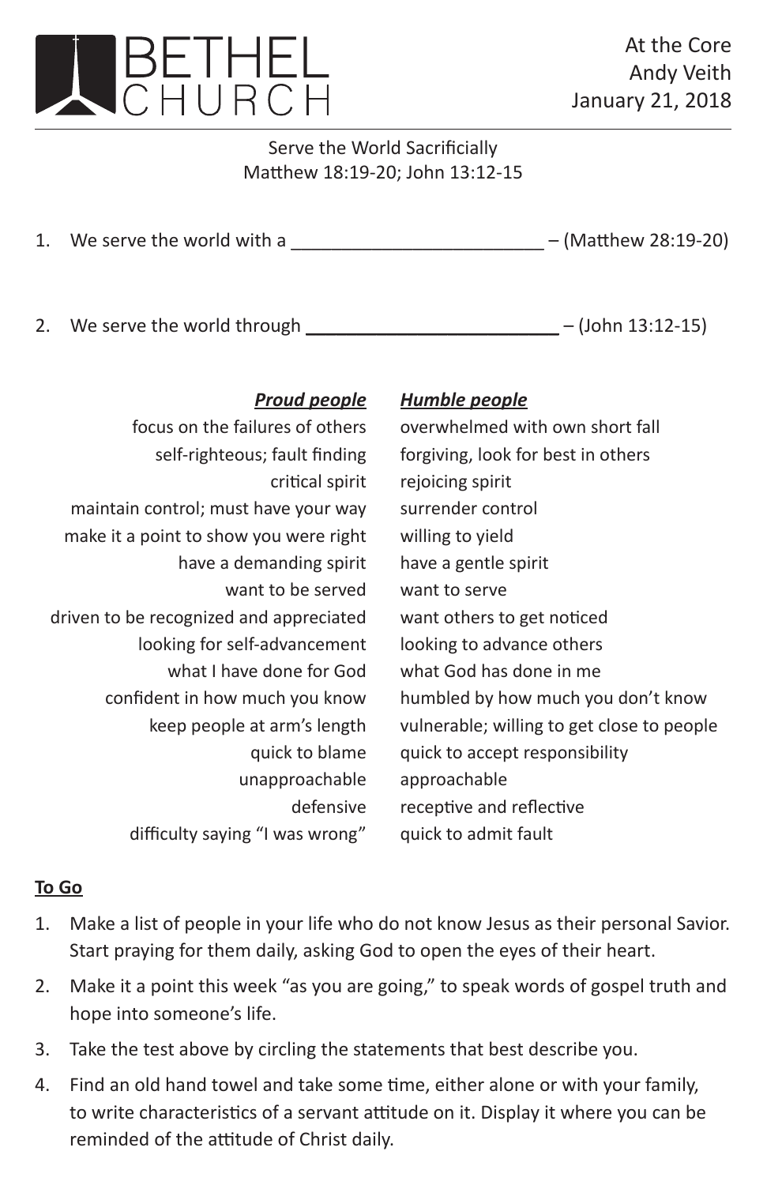# BETHEL CHURCH

At the Core
Andy Veith
January 21, 2018

Serve the World Sacrificially
Matthew 18:19-20; John 13:12-15

1. We serve the world with a ________________________ – (Matthew 28:19-20)

2. We serve the world through ________________________ – (John 13:12-15)

| ***Proud people*** | ***Humble people*** |
|---|---|
| focus on the failures of others | overwhelmed with own short fall |
| self-righteous; fault finding | forgiving, look for best in others |
| critical spirit | rejoicing spirit |
| maintain control; must have your way | surrender control |
| make it a point to show you were right | willing to yield |
| have a demanding spirit | have a gentle spirit |
| want to be served | want to serve |
| driven to be recognized and appreciated | want others to get noticed |
| looking for self-advancement | looking to advance others |
| what I have done for God | what God has done in me |
| confident in how much you know | humbled by how much you don't know |
| keep people at arm's length | vulnerable; willing to get close to people |
| quick to blame | quick to accept responsibility |
| unapproachable | approachable |
| defensive | receptive and reflective |
| difficulty saying "I was wrong" | quick to admit fault |

**To Go**

1. Make a list of people in your life who do not know Jesus as their personal Savior. Start praying for them daily, asking God to open the eyes of their heart.
2. Make it a point this week "as you are going," to speak words of gospel truth and hope into someone's life.
3. Take the test above by circling the statements that best describe you.
4. Find an old hand towel and take some time, either alone or with your family, to write characteristics of a servant attitude on it. Display it where you can be reminded of the attitude of Christ daily.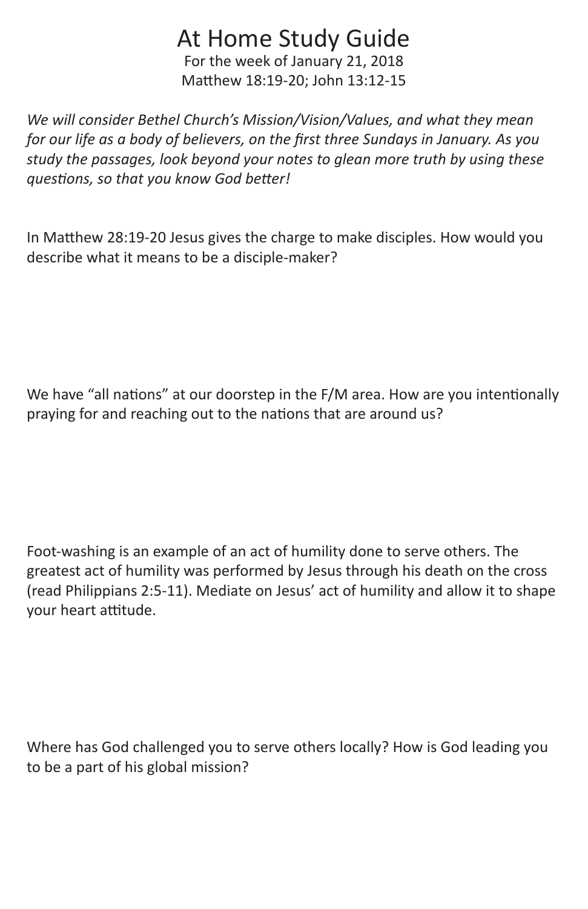# At Home Study Guide

For the week of January 21, 2018
Matthew 18:19-20; John 13:12-15

*We will consider Bethel Church's Mission/Vision/Values, and what they mean for our life as a body of believers, on the first three Sundays in January. As you study the passages, look beyond your notes to glean more truth by using these questions, so that you know God better!*

In Matthew 28:19-20 Jesus gives the charge to make disciples. How would you describe what it means to be a disciple-maker?

We have "all nations" at our doorstep in the F/M area. How are you intentionally praying for and reaching out to the nations that are around us?

Foot-washing is an example of an act of humility done to serve others. The greatest act of humility was performed by Jesus through his death on the cross (read Philippians 2:5-11). Mediate on Jesus' act of humility and allow it to shape your heart attitude.

Where has God challenged you to serve others locally? How is God leading you to be a part of his global mission?